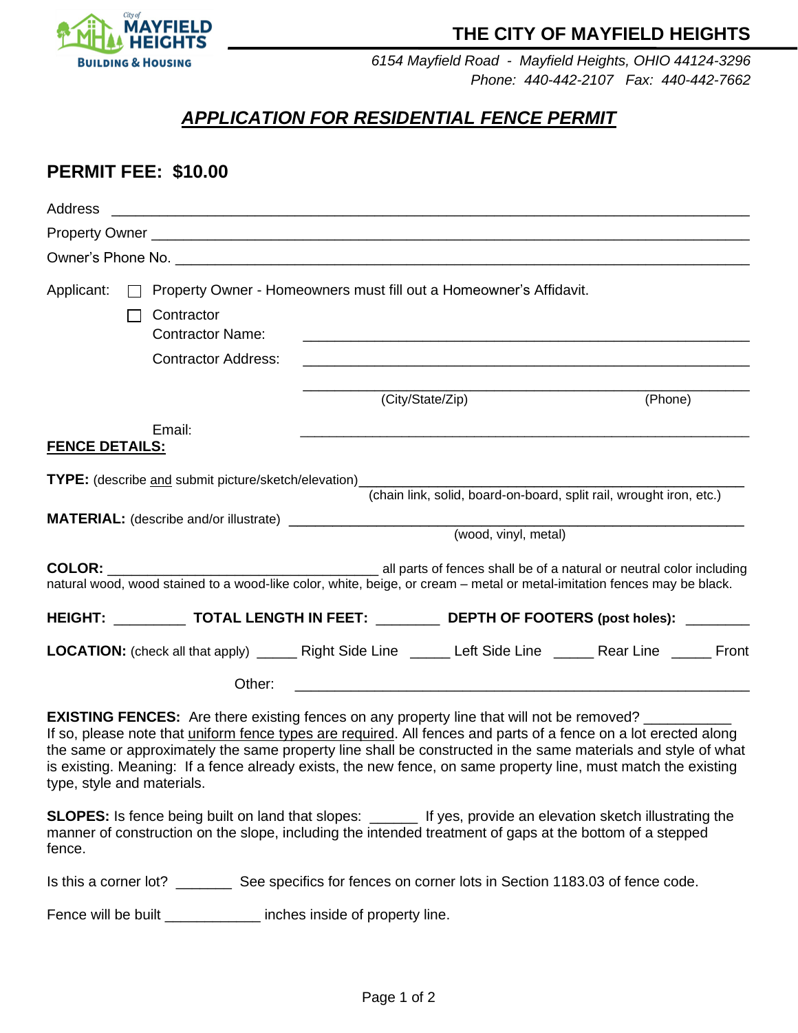City of **MAYFIELD HEIGHTS**
**BUILDING & HOUSING**

# THE CITY OF MAYFIELD HEIGHTS

*6154 Mayfield Road - Mayfield Heights, OHIO 44124-3296*
*Phone: 440-442-2107 Fax: 440-442-7662*

## ***APPLICATION FOR RESIDENTIAL FENCE PERMIT***

## PERMIT FEE: $10.00

Address ______________________________________________________________________

Property Owner ________________________________________________________________

Owner's Phone No. _____________________________________________________________

Applicant: ☐ Property Owner - Homeowners must fill out a Homeowner's Affidavit.

☐ Contractor

Contractor Name: ______________________________________________________

Contractor Address: ____________________________________________________

______________________________________________________
(City/State/Zip) (Phone)

Email: ______________________________________________________

**FENCE DETAILS:**

**TYPE:** (describe and submit picture/sketch/elevation) ________________________________________
(chain link, solid, board-on-board, split rail, wrought iron, etc.)

**MATERIAL:** (describe and/or illustrate) ________________________________________
(wood, vinyl, metal)

**COLOR:** ________________________________ all parts of fences shall be of a natural or neutral color including natural wood, wood stained to a wood-like color, white, beige, or cream – metal or metal-imitation fences may be black.

**HEIGHT:** _________ **TOTAL LENGTH IN FEET:** ________ **DEPTH OF FOOTERS (post holes):** ________

**LOCATION:** (check all that apply) _____ Right Side Line _____ Left Side Line _____ Rear Line _____ Front

Other: ______________________________________________________

**EXISTING FENCES:** Are there existing fences on any property line that will not be removed? ___________
If so, please note that uniform fence types are required. All fences and parts of a fence on a lot erected along the same or approximately the same property line shall be constructed in the same materials and style of what is existing. Meaning: If a fence already exists, the new fence, on same property line, must match the existing type, style and materials.

**SLOPES:** Is fence being built on land that slopes: ______ If yes, provide an elevation sketch illustrating the manner of construction on the slope, including the intended treatment of gaps at the bottom of a stepped fence.

Is this a corner lot? _______ See specifics for fences on corner lots in Section 1183.03 of fence code.

Fence will be built ____________ inches inside of property line.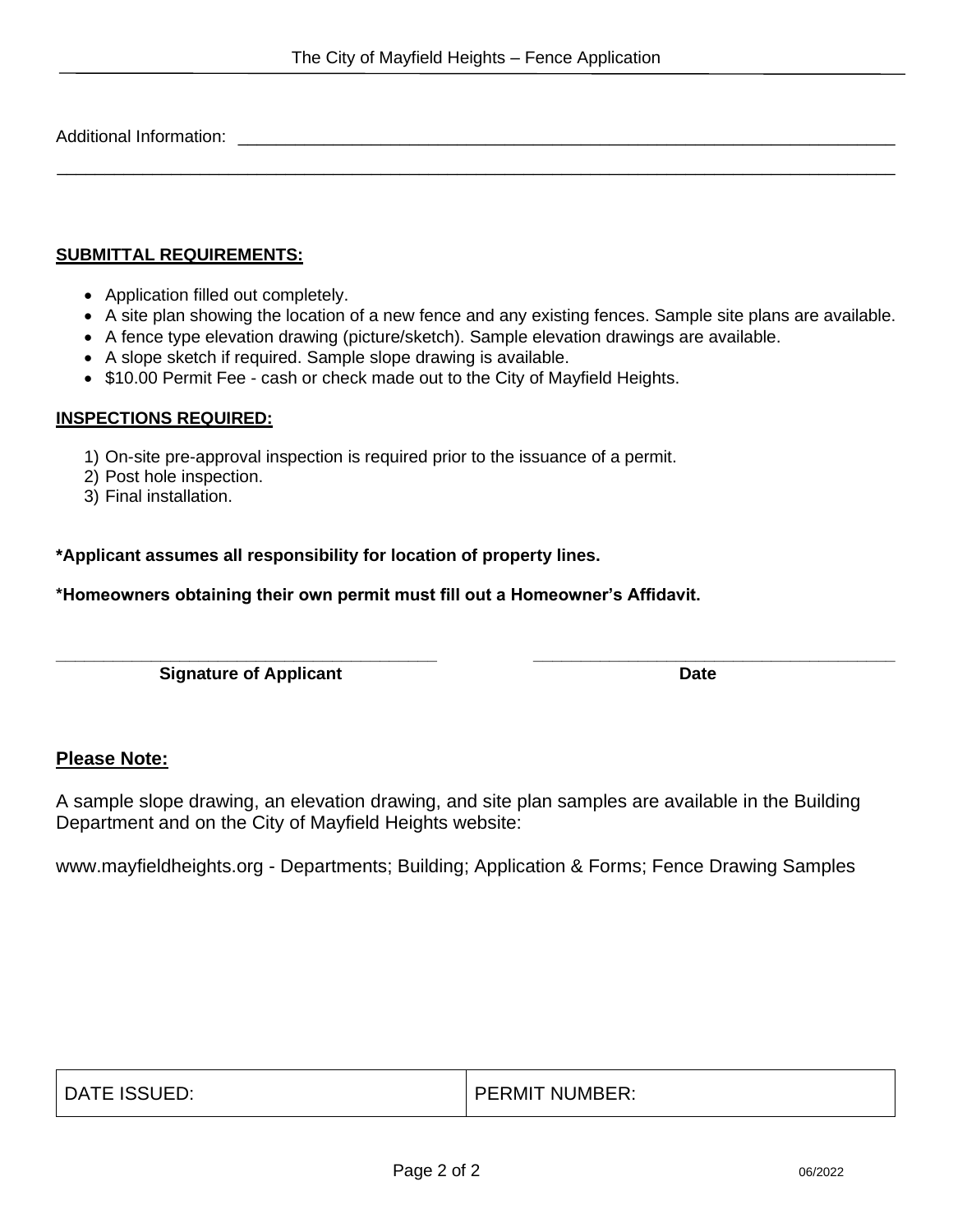Additional Information: ____________________________________________________________________

________________________________________________________________________________

**SUBMITTAL REQUIREMENTS:**

- Application filled out completely.
- A site plan showing the location of a new fence and any existing fences. Sample site plans are available.
- A fence type elevation drawing (picture/sketch). Sample elevation drawings are available.
- A slope sketch if required. Sample slope drawing is available.
- $10.00 Permit Fee - cash or check made out to the City of Mayfield Heights.

**INSPECTIONS REQUIRED:**

1) On-site pre-approval inspection is required prior to the issuance of a permit.
2) Post hole inspection.
3) Final installation.

**\*Applicant assumes all responsibility for location of property lines.**

**\*Homeowners obtaining their own permit must fill out a Homeowner's Affidavit.**

_______________________________________ _______________________________________

**Signature of Applicant** **Date**

**Please Note:**

A sample slope drawing, an elevation drawing, and site plan samples are available in the Building Department and on the City of Mayfield Heights website:

www.mayfieldheights.org - Departments; Building; Application & Forms; Fence Drawing Samples

| | |
|---|---|
| DATE ISSUED: | PERMIT NUMBER: |

06/2022